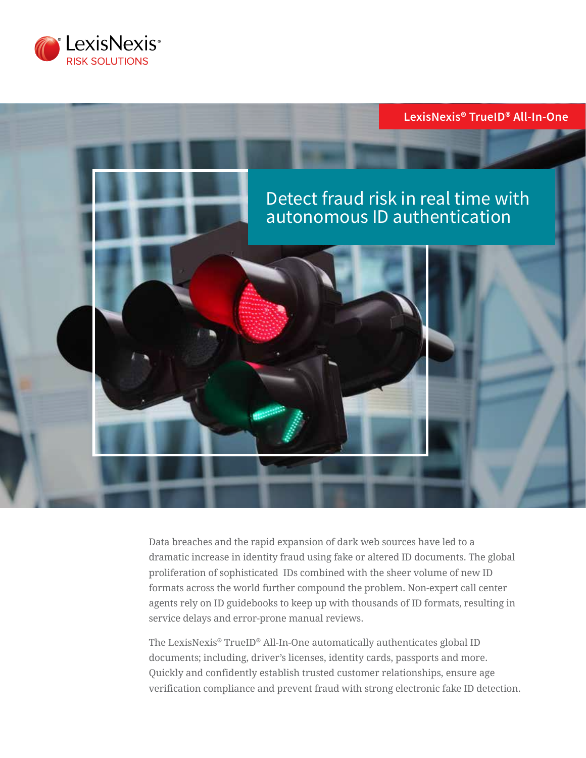LexisNexis® RISK SOLUTIONS

LexisNexis® TrueID® All-In-One

# Detect fraud risk in real time with autonomous ID authentication

Data breaches and the rapid expansion of dark web sources have led to a dramatic increase in identity fraud using fake or altered ID documents. The global proliferation of sophisticated IDs combined with the sheer volume of new ID formats across the world further compound the problem. Non-expert call center agents rely on ID guidebooks to keep up with thousands of ID formats, resulting in service delays and error-prone manual reviews.

The LexisNexis® TrueID® All-In-One automatically authenticates global ID documents; including, driver's licenses, identity cards, passports and more. Quickly and confidently establish trusted customer relationships, ensure age verification compliance and prevent fraud with strong electronic fake ID detection.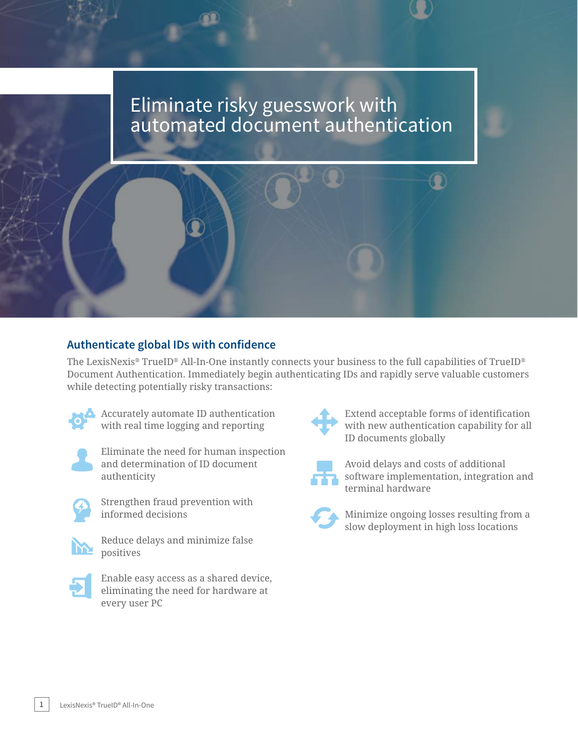# Eliminate risky guesswork with automated document authentication

## Authenticate global IDs with confidence

The LexisNexis® TrueID® All-In-One instantly connects your business to the full capabilities of TrueID® Document Authentication. Immediately begin authenticating IDs and rapidly serve valuable customers while detecting potentially risky transactions:

- Accurately automate ID authentication with real time logging and reporting
- Eliminate the need for human inspection and determination of ID document authenticity
- Strengthen fraud prevention with informed decisions
- Reduce delays and minimize false positives
- Enable easy access as a shared device, eliminating the need for hardware at every user PC
- Extend acceptable forms of identification with new authentication capability for all ID documents globally
- Avoid delays and costs of additional software implementation, integration and terminal hardware
- Minimize ongoing losses resulting from a slow deployment in high loss locations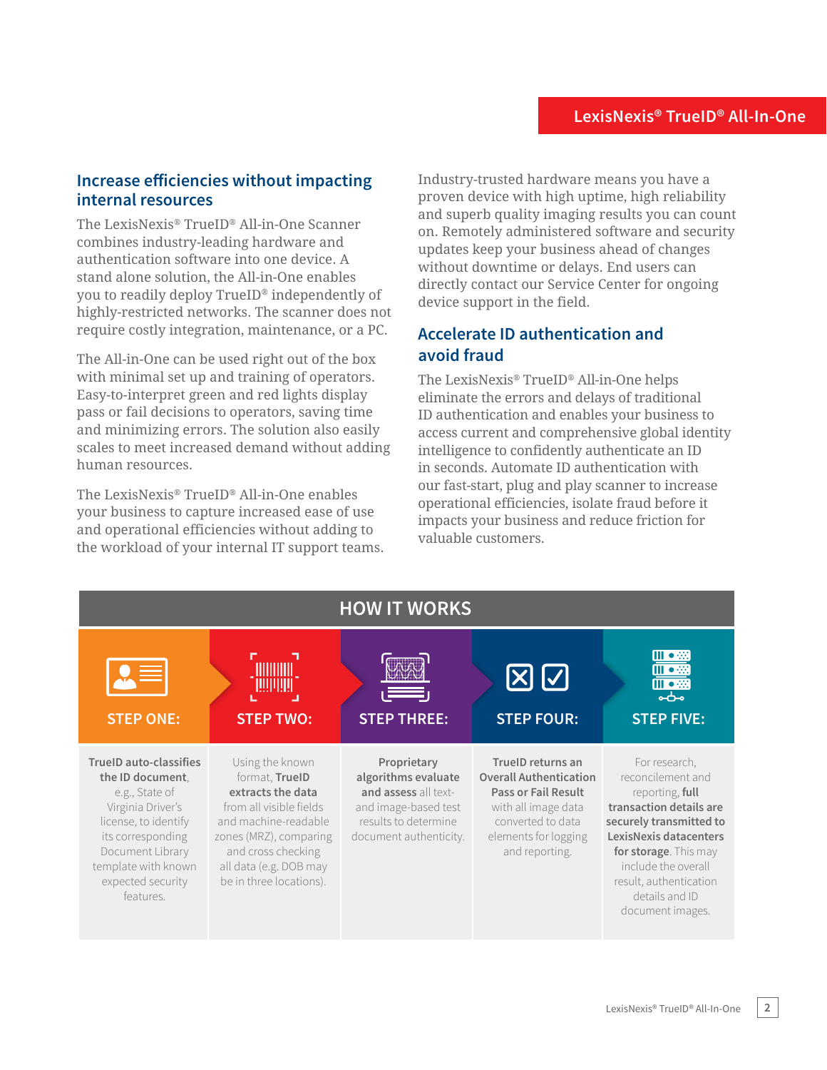## Increase efficiencies without impacting internal resources

The LexisNexis® TrueID® All-in-One Scanner combines industry-leading hardware and authentication software into one device. A stand alone solution, the All-in-One enables you to readily deploy TrueID® independently of highly-restricted networks. The scanner does not require costly integration, maintenance, or a PC.

The All-in-One can be used right out of the box with minimal set up and training of operators. Easy-to-interpret green and red lights display pass or fail decisions to operators, saving time and minimizing errors. The solution also easily scales to meet increased demand without adding human resources.

The LexisNexis® TrueID® All-in-One enables your business to capture increased ease of use and operational efficiencies without adding to the workload of your internal IT support teams.

Industry-trusted hardware means you have a proven device with high uptime, high reliability and superb quality imaging results you can count on. Remotely administered software and security updates keep your business ahead of changes without downtime or delays. End users can directly contact our Service Center for ongoing device support in the field.

## Accelerate ID authentication and avoid fraud

The LexisNexis® TrueID® All-in-One helps eliminate the errors and delays of traditional ID authentication and enables your business to access current and comprehensive global identity intelligence to confidently authenticate an ID in seconds. Automate ID authentication with our fast-start, plug and play scanner to increase operational efficiencies, isolate fraud before it impacts your business and reduce friction for valuable customers.

## HOW IT WORKS

| STEP ONE: | STEP TWO: | STEP THREE: | STEP FOUR: | STEP FIVE: |
|---|---|---|---|---|
| **TrueID auto-classifies the ID document**, e.g., State of Virginia Driver's license, to identify its corresponding Document Library template with known expected security features. | Using the known format, **TrueID extracts the data** from all visible fields and machine-readable zones (MRZ), comparing and cross checking all data (e.g. DOB may be in three locations). | **Proprietary algorithms evaluate and assess** all text- and image-based test results to determine document authenticity. | **TrueID returns an Overall Authentication Pass or Fail Result** with all image data converted to data elements for logging and reporting. | For research, reconcilement and reporting, **full transaction details are securely transmitted to LexisNexis datacenters for storage**. This may include the overall result, authentication details and ID document images. |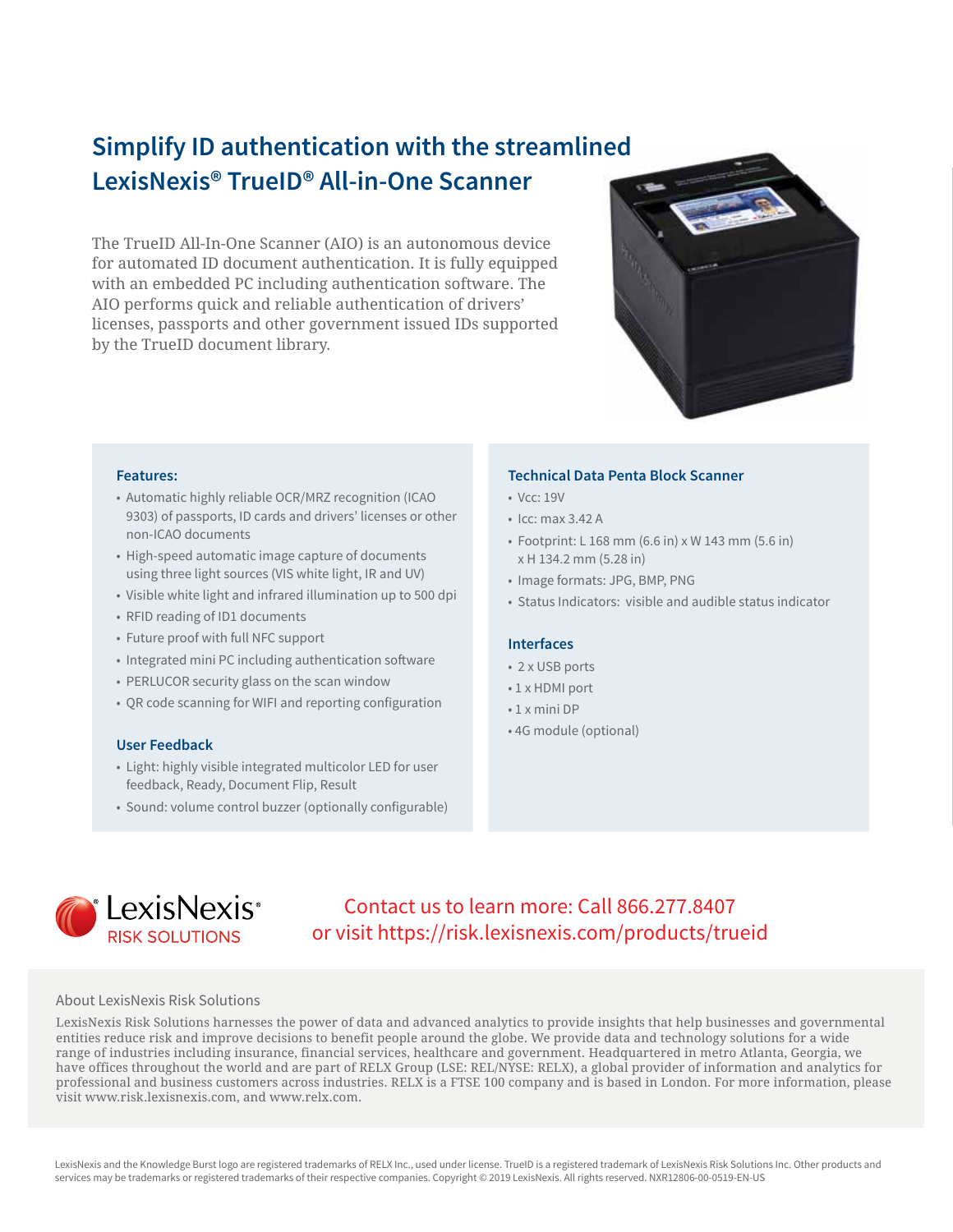# Simplify ID authentication with the streamlined LexisNexis® TrueID® All-in-One Scanner

The TrueID All-In-One Scanner (AIO) is an autonomous device for automated ID document authentication. It is fully equipped with an embedded PC including authentication software. The AIO performs quick and reliable authentication of drivers' licenses, passports and other government issued IDs supported by the TrueID document library.

### Features:

- Automatic highly reliable OCR/MRZ recognition (ICAO 9303) of passports, ID cards and drivers' licenses or other non-ICAO documents
- High-speed automatic image capture of documents using three light sources (VIS white light, IR and UV)
- Visible white light and infrared illumination up to 500 dpi
- RFID reading of ID1 documents
- Future proof with full NFC support
- Integrated mini PC including authentication software
- PERLUCOR security glass on the scan window
- QR code scanning for WIFI and reporting configuration

### User Feedback

- Light: highly visible integrated multicolor LED for user feedback, Ready, Document Flip, Result
- Sound: volume control buzzer (optionally configurable)

### Technical Data Penta Block Scanner

- Vcc: 19V
- Icc: max 3.42 A
- Footprint: L 168 mm (6.6 in) x W 143 mm (5.6 in) x H 134.2 mm (5.28 in)
- Image formats: JPG, BMP, PNG
- Status Indicators: visible and audible status indicator

### Interfaces

- 2 x USB ports
- 1 x HDMI port
- 1 x mini DP
- 4G module (optional)

LexisNexis® RISK SOLUTIONS

Contact us to learn more: Call 866.277.8407 or visit https://risk.lexisnexis.com/products/trueid

About LexisNexis Risk Solutions

LexisNexis Risk Solutions harnesses the power of data and advanced analytics to provide insights that help businesses and governmental entities reduce risk and improve decisions to benefit people around the globe. We provide data and technology solutions for a wide range of industries including insurance, financial services, healthcare and government. Headquartered in metro Atlanta, Georgia, we have offices throughout the world and are part of RELX Group (LSE: REL/NYSE: RELX), a global provider of information and analytics for professional and business customers across industries. RELX is a FTSE 100 company and is based in London. For more information, please visit www.risk.lexisnexis.com, and www.relx.com.

LexisNexis and the Knowledge Burst logo are registered trademarks of RELX Inc., used under license. TrueID is a registered trademark of LexisNexis Risk Solutions Inc. Other products and services may be trademarks or registered trademarks of their respective companies. Copyright © 2019 LexisNexis. All rights reserved. NXR12806-00-0519-EN-US